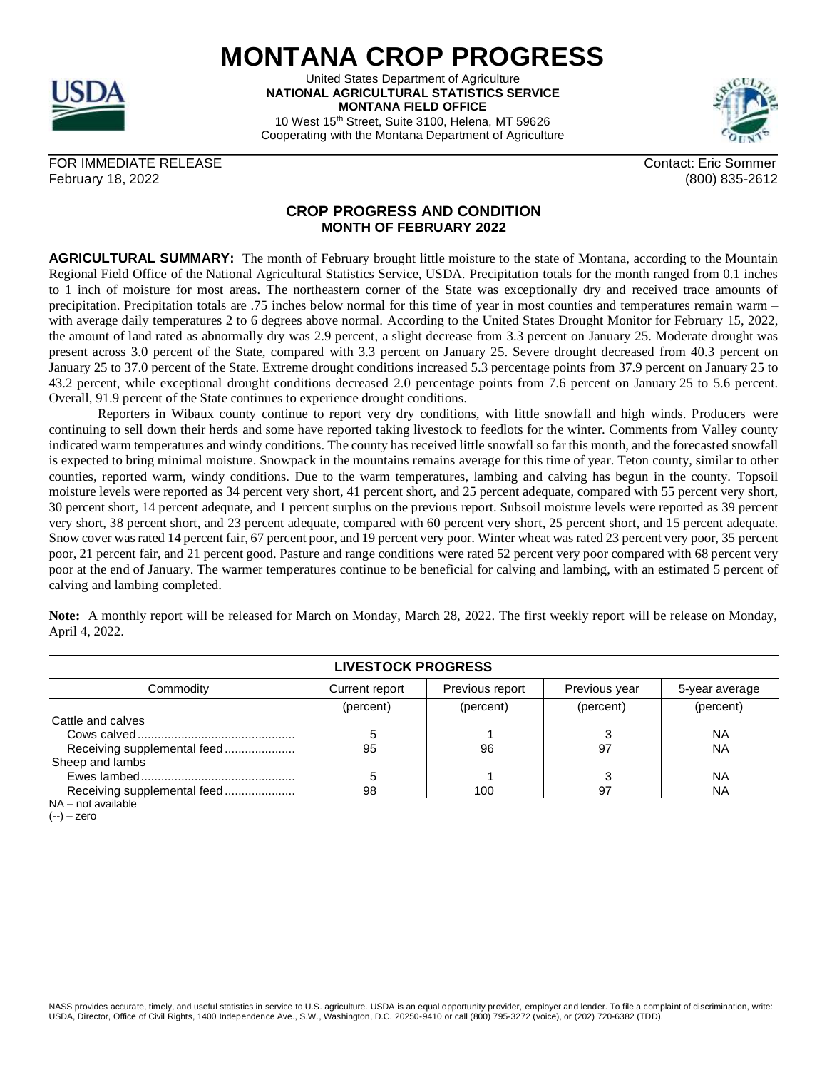# MONTANA CROP PROGRESS

United States Department of Agriculture
**NATIONAL AGRICULTURAL STATISTICS SERVICE**
**MONTANA FIELD OFFICE**
10 West 15th Street, Suite 3100, Helena, MT 59626
Cooperating with the Montana Department of Agriculture

FOR IMMEDIATE RELEASE
February 18, 2022

Contact: Eric Sommer
(800) 835-2612

## CROP PROGRESS AND CONDITION
### MONTH OF FEBRUARY 2022

**AGRICULTURAL SUMMARY:** The month of February brought little moisture to the state of Montana, according to the Mountain Regional Field Office of the National Agricultural Statistics Service, USDA. Precipitation totals for the month ranged from 0.1 inches to 1 inch of moisture for most areas. The northeastern corner of the State was exceptionally dry and received trace amounts of precipitation. Precipitation totals are .75 inches below normal for this time of year in most counties and temperatures remain warm – with average daily temperatures 2 to 6 degrees above normal. According to the United States Drought Monitor for February 15, 2022, the amount of land rated as abnormally dry was 2.9 percent, a slight decrease from 3.3 percent on January 25. Moderate drought was present across 3.0 percent of the State, compared with 3.3 percent on January 25. Severe drought decreased from 40.3 percent on January 25 to 37.0 percent of the State. Extreme drought conditions increased 5.3 percentage points from 37.9 percent on January 25 to 43.2 percent, while exceptional drought conditions decreased 2.0 percentage points from 7.6 percent on January 25 to 5.6 percent. Overall, 91.9 percent of the State continues to experience drought conditions.

Reporters in Wibaux county continue to report very dry conditions, with little snowfall and high winds. Producers were continuing to sell down their herds and some have reported taking livestock to feedlots for the winter. Comments from Valley county indicated warm temperatures and windy conditions. The county has received little snowfall so far this month, and the forecasted snowfall is expected to bring minimal moisture. Snowpack in the mountains remains average for this time of year. Teton county, similar to other counties, reported warm, windy conditions. Due to the warm temperatures, lambing and calving has begun in the county. Topsoil moisture levels were reported as 34 percent very short, 41 percent short, and 25 percent adequate, compared with 55 percent very short, 30 percent short, 14 percent adequate, and 1 percent surplus on the previous report. Subsoil moisture levels were reported as 39 percent very short, 38 percent short, and 23 percent adequate, compared with 60 percent very short, 25 percent short, and 15 percent adequate. Snow cover was rated 14 percent fair, 67 percent poor, and 19 percent very poor. Winter wheat was rated 23 percent very poor, 35 percent poor, 21 percent fair, and 21 percent good. Pasture and range conditions were rated 52 percent very poor compared with 68 percent very poor at the end of January. The warmer temperatures continue to be beneficial for calving and lambing, with an estimated 5 percent of calving and lambing completed.

**Note:** A monthly report will be released for March on Monday, March 28, 2022. The first weekly report will be release on Monday, April 4, 2022.

**LIVESTOCK PROGRESS**

| Commodity | Current report | Previous report | Previous year | 5-year average |
|---|---|---|---|---|
| | (percent) | (percent) | (percent) | (percent) |
| Cattle and calves | | | | |
| Cows calved | 5 | 1 | 3 | NA |
| Receiving supplemental feed | 95 | 96 | 97 | NA |
| Sheep and lambs | | | | |
| Ewes lambed | 5 | 1 | 3 | NA |
| Receiving supplemental feed | 98 | 100 | 97 | NA |

NA – not available
(--) – zero

NASS provides accurate, timely, and useful statistics in service to U.S. agriculture. USDA is an equal opportunity provider, employer and lender. To file a complaint of discrimination, write: USDA, Director, Office of Civil Rights, 1400 Independence Ave., S.W., Washington, D.C. 20250-9410 or call (800) 795-3272 (voice), or (202) 720-6382 (TDD).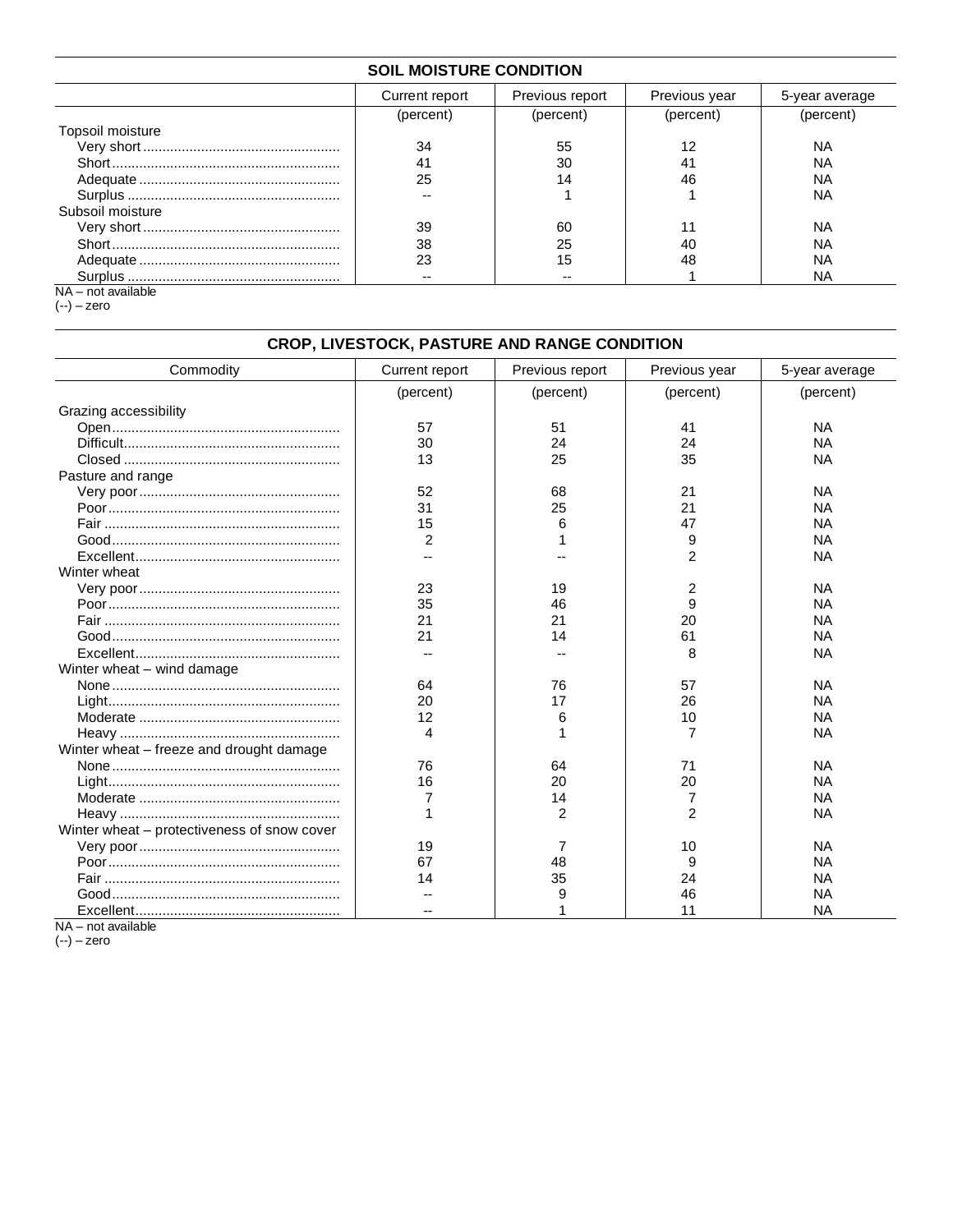## SOIL MOISTURE CONDITION

| | Current report | Previous report | Previous year | 5-year average |
|---|---|---|---|---|
| | (percent) | (percent) | (percent) | (percent) |
| Topsoil moisture | | | | |
| Very short | 34 | 55 | 12 | NA |
| Short | 41 | 30 | 41 | NA |
| Adequate | 25 | 14 | 46 | NA |
| Surplus | -- | 1 | 1 | NA |
| Subsoil moisture | | | | |
| Very short | 39 | 60 | 11 | NA |
| Short | 38 | 25 | 40 | NA |
| Adequate | 23 | 15 | 48 | NA |
| Surplus | -- | -- | 1 | NA |

NA – not available
(--) – zero

## CROP, LIVESTOCK, PASTURE AND RANGE CONDITION

| Commodity | Current report | Previous report | Previous year | 5-year average |
|---|---|---|---|---|
| | (percent) | (percent) | (percent) | (percent) |
| Grazing accessibility | | | | |
| Open | 57 | 51 | 41 | NA |
| Difficult | 30 | 24 | 24 | NA |
| Closed | 13 | 25 | 35 | NA |
| Pasture and range | | | | |
| Very poor | 52 | 68 | 21 | NA |
| Poor | 31 | 25 | 21 | NA |
| Fair | 15 | 6 | 47 | NA |
| Good | 2 | 1 | 9 | NA |
| Excellent | -- | -- | 2 | NA |
| Winter wheat | | | | |
| Very poor | 23 | 19 | 2 | NA |
| Poor | 35 | 46 | 9 | NA |
| Fair | 21 | 21 | 20 | NA |
| Good | 21 | 14 | 61 | NA |
| Excellent | -- | -- | 8 | NA |
| Winter wheat – wind damage | | | | |
| None | 64 | 76 | 57 | NA |
| Light | 20 | 17 | 26 | NA |
| Moderate | 12 | 6 | 10 | NA |
| Heavy | 4 | 1 | 7 | NA |
| Winter wheat – freeze and drought damage | | | | |
| None | 76 | 64 | 71 | NA |
| Light | 16 | 20 | 20 | NA |
| Moderate | 7 | 14 | 7 | NA |
| Heavy | 1 | 2 | 2 | NA |
| Winter wheat – protectiveness of snow cover | | | | |
| Very poor | 19 | 7 | 10 | NA |
| Poor | 67 | 48 | 9 | NA |
| Fair | 14 | 35 | 24 | NA |
| Good | -- | 9 | 46 | NA |
| Excellent | -- | 1 | 11 | NA |

NA – not available
(--) – zero